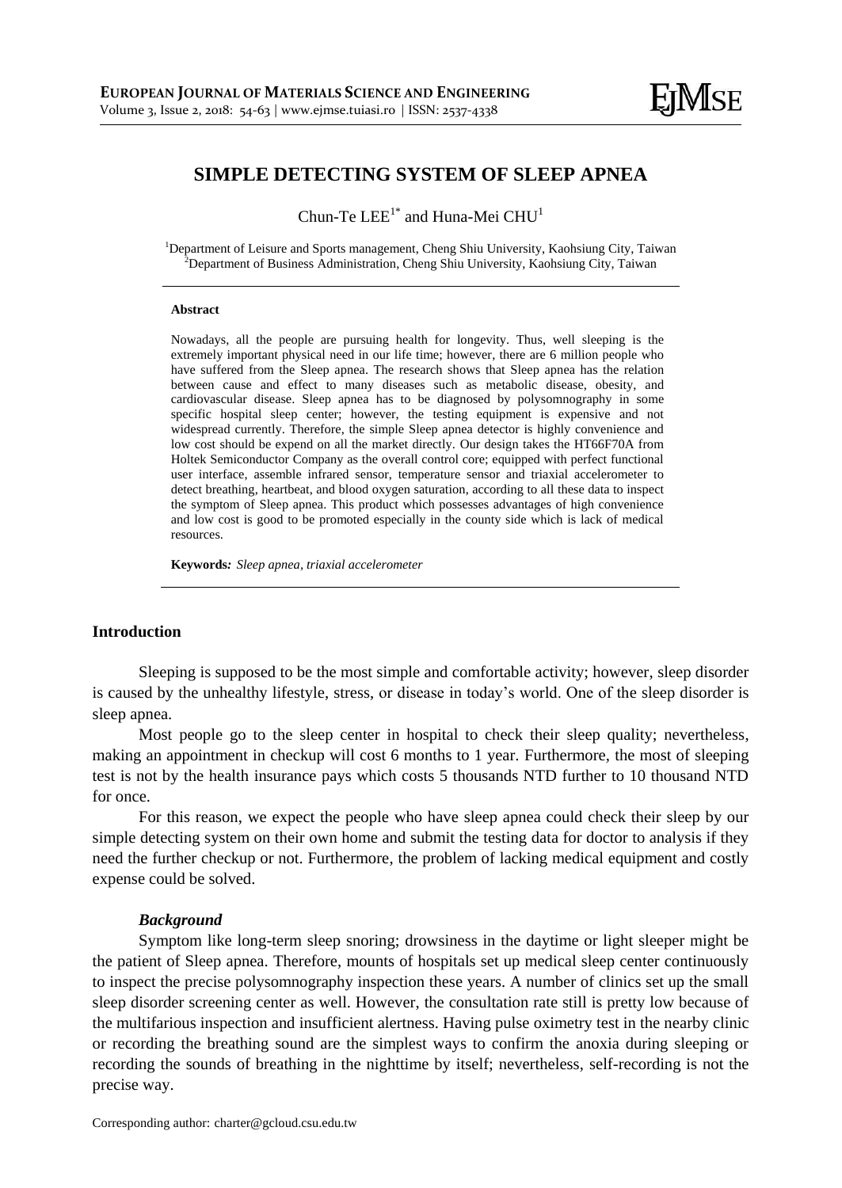# SIMPLE DETECTING SYSTEM OF SLEEP APNEA

Chun-Te LEE[1*] and Huna-Mei CHU[1]

[1]Department of Leisure and Sports management, Cheng Shiu University, Kaohsiung City, Taiwan
[2]Department of Business Administration, Cheng Shiu University, Kaohsiung City, Taiwan

**Abstract**

Nowadays, all the people are pursuing health for longevity. Thus, well sleeping is the extremely important physical need in our life time; however, there are 6 million people who have suffered from the Sleep apnea. The research shows that Sleep apnea has the relation between cause and effect to many diseases such as metabolic disease, obesity, and cardiovascular disease. Sleep apnea has to be diagnosed by polysomnography in some specific hospital sleep center; however, the testing equipment is expensive and not widespread currently. Therefore, the simple Sleep apnea detector is highly convenience and low cost should be expend on all the market directly. Our design takes the HT66F70A from Holtek Semiconductor Company as the overall control core; equipped with perfect functional user interface, assemble infrared sensor, temperature sensor and triaxial accelerometer to detect breathing, heartbeat, and blood oxygen saturation, according to all these data to inspect the symptom of Sleep apnea. This product which possesses advantages of high convenience and low cost is good to be promoted especially in the county side which is lack of medical resources.

**Keywords***: Sleep apnea, triaxial accelerometer*

## Introduction

Sleeping is supposed to be the most simple and comfortable activity; however, sleep disorder is caused by the unhealthy lifestyle, stress, or disease in today's world. One of the sleep disorder is sleep apnea.

Most people go to the sleep center in hospital to check their sleep quality; nevertheless, making an appointment in checkup will cost 6 months to 1 year. Furthermore, the most of sleeping test is not by the health insurance pays which costs 5 thousands NTD further to 10 thousand NTD for once.

For this reason, we expect the people who have sleep apnea could check their sleep by our simple detecting system on their own home and submit the testing data for doctor to analysis if they need the further checkup or not. Furthermore, the problem of lacking medical equipment and costly expense could be solved.

### *Background*

Symptom like long-term sleep snoring; drowsiness in the daytime or light sleeper might be the patient of Sleep apnea. Therefore, mounts of hospitals set up medical sleep center continuously to inspect the precise polysomnography inspection these years. A number of clinics set up the small sleep disorder screening center as well. However, the consultation rate still is pretty low because of the multifarious inspection and insufficient alertness. Having pulse oximetry test in the nearby clinic or recording the breathing sound are the simplest ways to confirm the anoxia during sleeping or recording the sounds of breathing in the nighttime by itself; nevertheless, self-recording is not the precise way.

Corresponding author: charter@gcloud.csu.edu.tw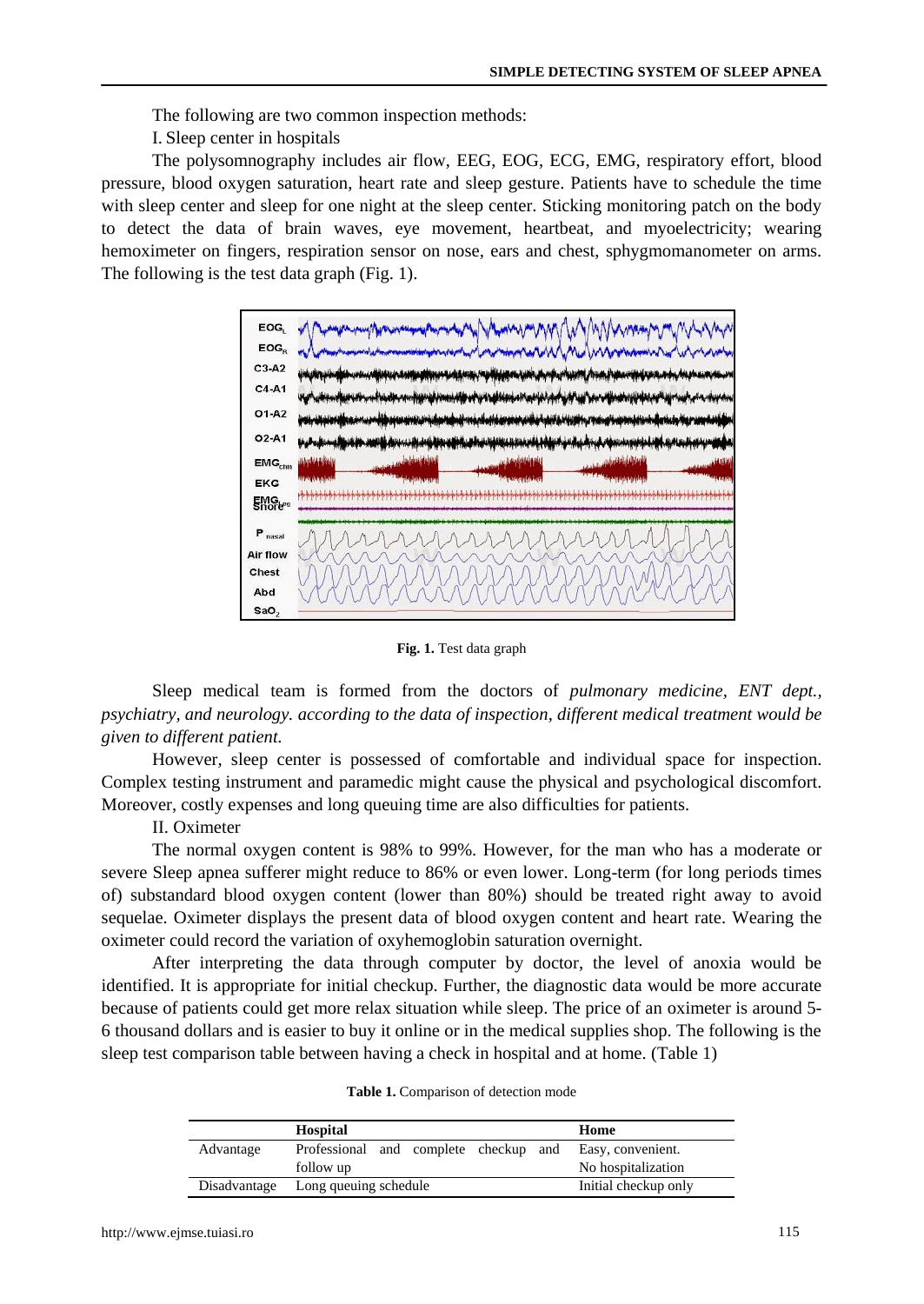The following are two common inspection methods:

I. Sleep center in hospitals

The polysomnography includes air flow, EEG, EOG, ECG, EMG, respiratory effort, blood pressure, blood oxygen saturation, heart rate and sleep gesture. Patients have to schedule the time with sleep center and sleep for one night at the sleep center. Sticking monitoring patch on the body to detect the data of brain waves, eye movement, heartbeat, and myoelectricity; wearing hemoximeter on fingers, respiration sensor on nose, ears and chest, sphygmomanometer on arms. The following is the test data graph (Fig. 1).

**Fig. 1.** Test data graph

Sleep medical team is formed from the doctors of *pulmonary medicine, ENT dept., psychiatry, and neurology. according to the data of inspection, different medical treatment would be given to different patient.*

However, sleep center is possessed of comfortable and individual space for inspection. Complex testing instrument and paramedic might cause the physical and psychological discomfort. Moreover, costly expenses and long queuing time are also difficulties for patients.

II. Oximeter

The normal oxygen content is 98% to 99%. However, for the man who has a moderate or severe Sleep apnea sufferer might reduce to 86% or even lower. Long-term (for long periods times of) substandard blood oxygen content (lower than 80%) should be treated right away to avoid sequelae. Oximeter displays the present data of blood oxygen content and heart rate. Wearing the oximeter could record the variation of oxyhemoglobin saturation overnight.

After interpreting the data through computer by doctor, the level of anoxia would be identified. It is appropriate for initial checkup. Further, the diagnostic data would be more accurate because of patients could get more relax situation while sleep. The price of an oximeter is around 5-6 thousand dollars and is easier to buy online or in the medical supplies shop. The following is the sleep test comparison table between having a check in hospital and at home. (Table 1)

**Table 1.** Comparison of detection mode

| | **Hospital** | **Home** |
|---|---|---|
| Advantage | Professional and complete checkup and follow up | Easy, convenient. No hospitalization |
| Disadvantage | Long queuing schedule | Initial checkup only |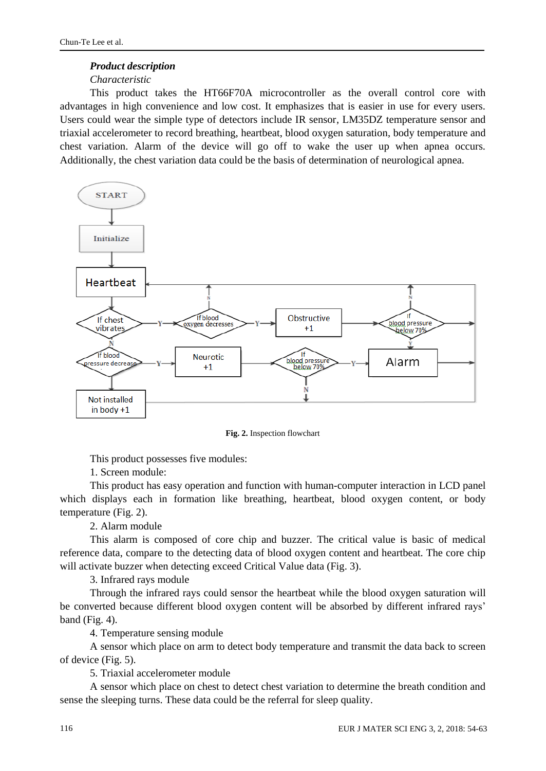***Product description***

*Characteristic*

This product takes the HT66F70A microcontroller as the overall control core with advantages in high convenience and low cost. It emphasizes that is easier in use for every users. Users could wear the simple type of detectors include IR sensor, LM35DZ temperature sensor and triaxial accelerometer to record breathing, heartbeat, blood oxygen saturation, body temperature and chest variation. Alarm of the device will go off to wake the user up when apnea occurs. Additionally, the chest variation data could be the basis of determination of neurological apnea.

**Fig. 2.** Inspection flowchart

This product possesses five modules:

1. Screen module:

This product has easy operation and function with human-computer interaction in LCD panel which displays each in formation like breathing, heartbeat, blood oxygen content, or body temperature (Fig. 2).

2. Alarm module

This alarm is composed of core chip and buzzer. The critical value is basic of medical reference data, compare to the detecting data of blood oxygen content and heartbeat. The core chip will activate buzzer when detecting exceed Critical Value data (Fig. 3).

3. Infrared rays module

Through the infrared rays could sensor the heartbeat while the blood oxygen saturation will be converted because different blood oxygen content will be absorbed by different infrared rays' band (Fig. 4).

4. Temperature sensing module

A sensor which place on arm to detect body temperature and transmit the data back to screen of device (Fig. 5).

5. Triaxial accelerometer module

A sensor which place on chest to detect chest variation to determine the breath condition and sense the sleeping turns. These data could be the referral for sleep quality.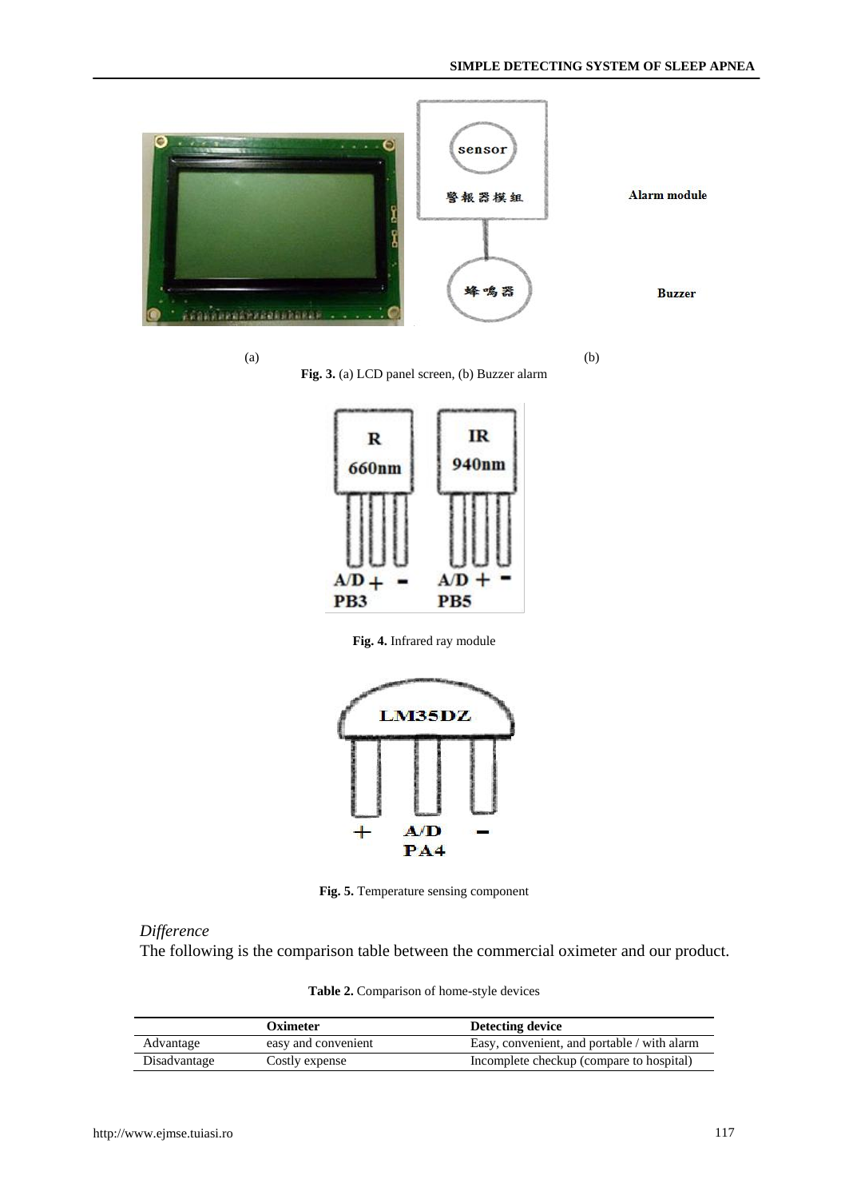(a) (b)

**Fig. 3.** (a) LCD panel screen, (b) Buzzer alarm

**Fig. 4.** Infrared ray module

**Fig. 5.** Temperature sensing component

*Difference*

The following is the comparison table between the commercial oximeter and our product.

**Table 2.** Comparison of home-style devices

| | Oximeter | Detecting device |
|---|---|---|
| Advantage | easy and convenient | Easy, convenient, and portable / with alarm |
| Disadvantage | Costly expense | Incomplete checkup (compare to hospital) |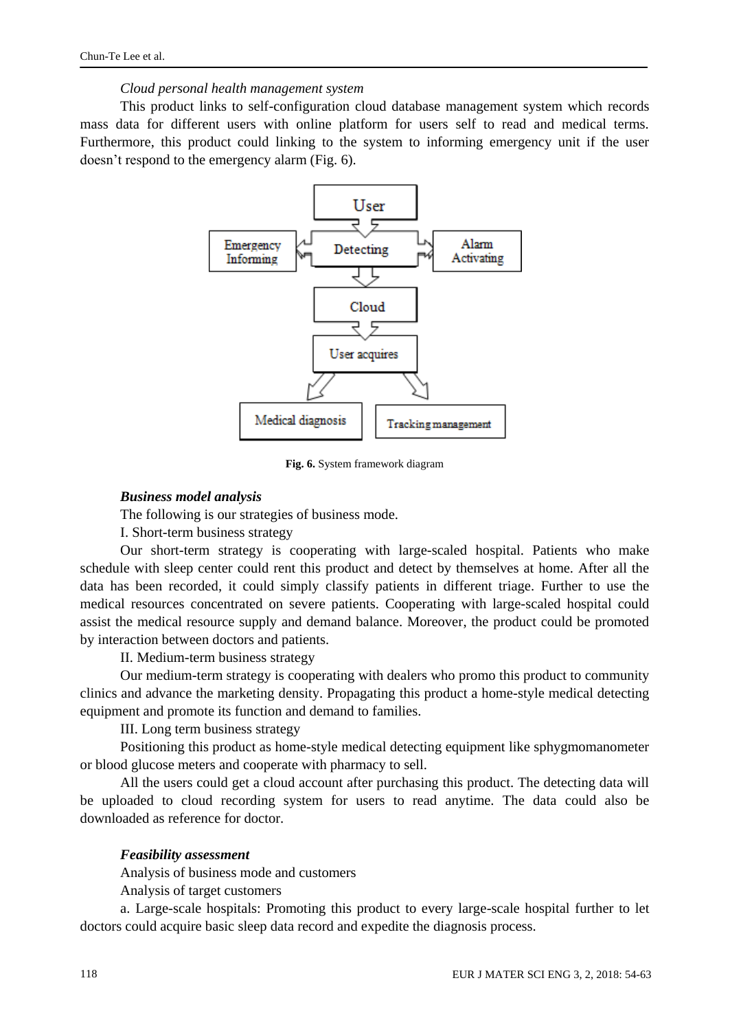*Cloud personal health management system*

This product links to self-configuration cloud database management system which records mass data for different users with online platform for users self to read and medical terms. Furthermore, this product could linking to the system to informing emergency unit if the user doesn't respond to the emergency alarm (Fig. 6).

**Fig. 6.** System framework diagram

***Business model analysis***

The following is our strategies of business mode.

I. Short-term business strategy

Our short-term strategy is cooperating with large-scaled hospital. Patients who make schedule with sleep center could rent this product and detect by themselves at home. After all the data has been recorded, it could simply classify patients in different triage. Further to use the medical resources concentrated on severe patients. Cooperating with large-scaled hospital could assist the medical resource supply and demand balance. Moreover, the product could be promoted by interaction between doctors and patients.

II. Medium-term business strategy

Our medium-term strategy is cooperating with dealers who promo this product to community clinics and advance the marketing density. Propagating this product a home-style medical detecting equipment and promote its function and demand to families.

III. Long term business strategy

Positioning this product as home-style medical detecting equipment like sphygmomanometer or blood glucose meters and cooperate with pharmacy to sell.

All the users could get a cloud account after purchasing this product. The detecting data will be uploaded to cloud recording system for users to read anytime. The data could also be downloaded as reference for doctor.

***Feasibility assessment***

Analysis of business mode and customers

Analysis of target customers

a. Large-scale hospitals: Promoting this product to every large-scale hospital further to let doctors could acquire basic sleep data record and expedite the diagnosis process.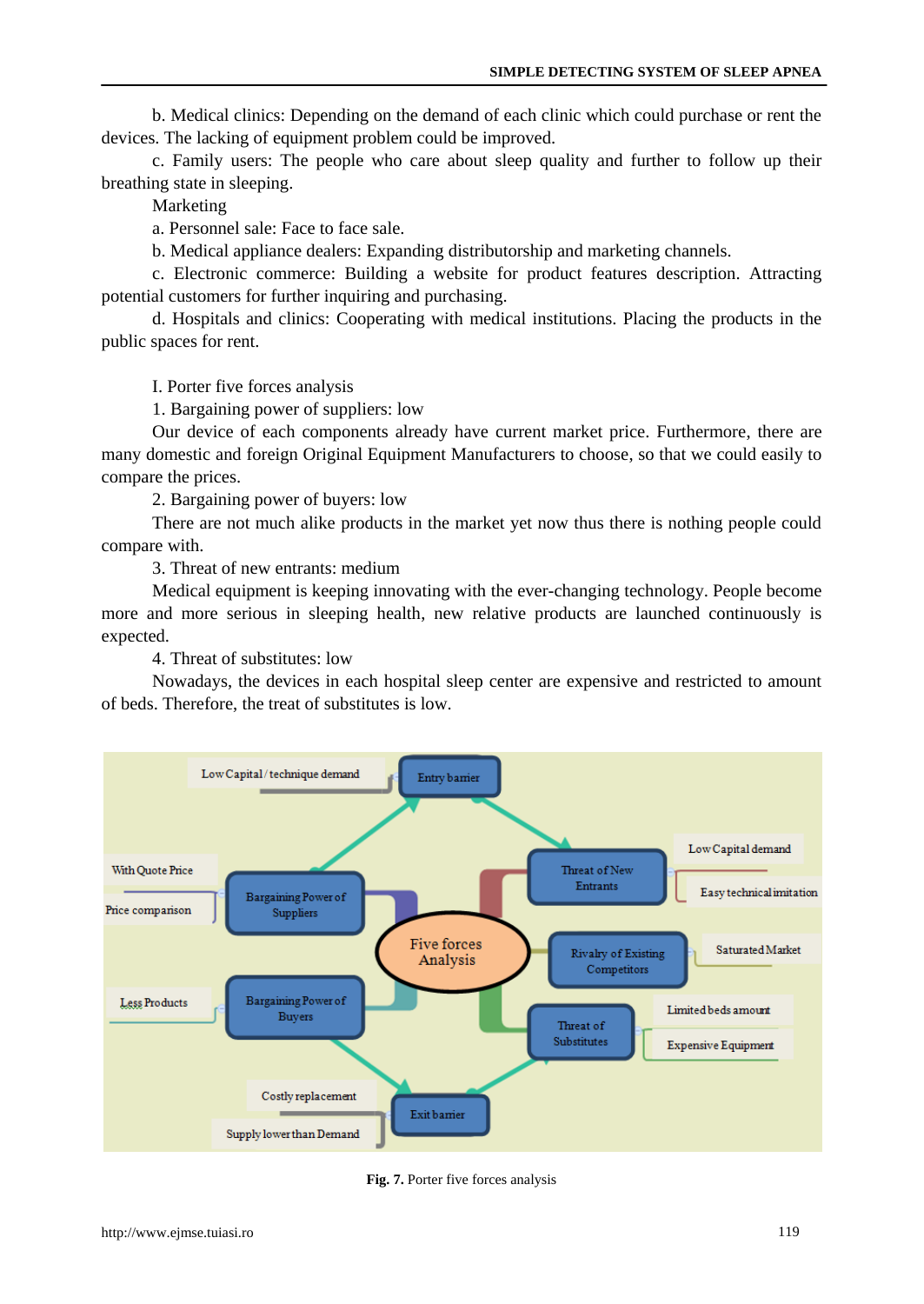b. Medical clinics: Depending on the demand of each clinic which could purchase or rent the devices. The lacking of equipment problem could be improved.

c. Family users: The people who care about sleep quality and further to follow up their breathing state in sleeping.

Marketing

a. Personnel sale: Face to face sale.

b. Medical appliance dealers: Expanding distributorship and marketing channels.

c. Electronic commerce: Building a website for product features description. Attracting potential customers for further inquiring and purchasing.

d. Hospitals and clinics: Cooperating with medical institutions. Placing the products in the public spaces for rent.

I. Porter five forces analysis

1. Bargaining power of suppliers: low

Our device of each components already have current market price. Furthermore, there are many domestic and foreign Original Equipment Manufacturers to choose, so that we could easily to compare the prices.

2. Bargaining power of buyers: low

There are not much alike products in the market yet now thus there is nothing people could compare with.

3. Threat of new entrants: medium

Medical equipment is keeping innovating with the ever-changing technology. People become more and more serious in sleeping health, new relative products are launched continuously is expected.

4. Threat of substitutes: low

Nowadays, the devices in each hospital sleep center are expensive and restricted to amount of beds. Therefore, the treat of substitutes is low.

**Fig. 7.** Porter five forces analysis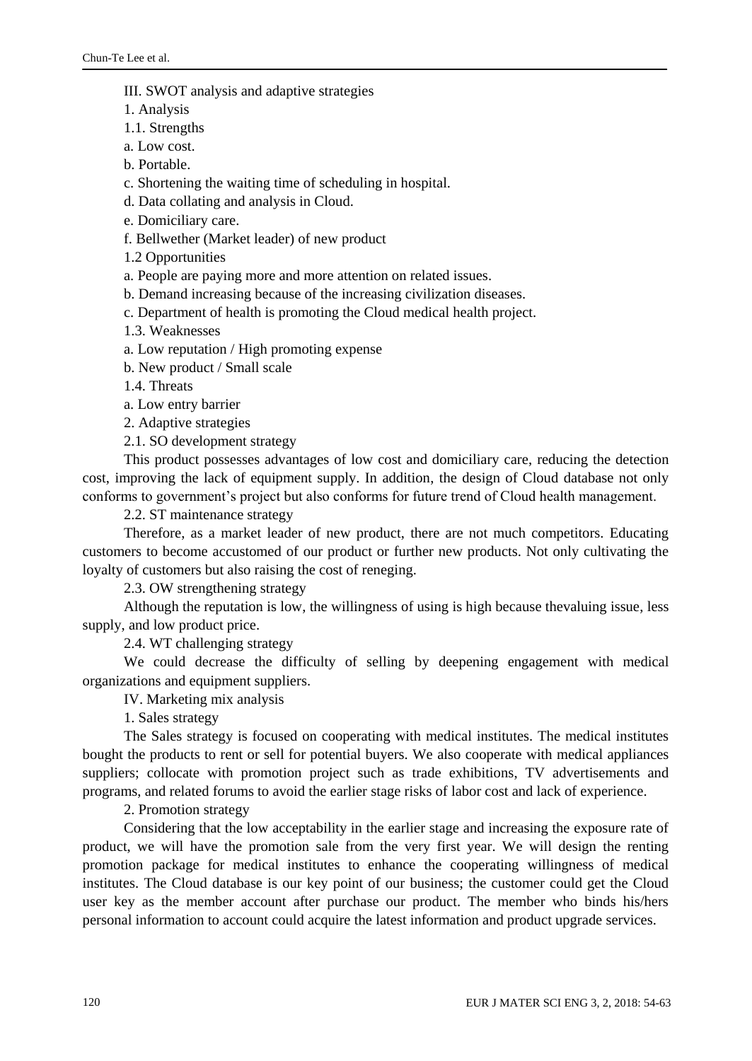## III. SWOT analysis and adaptive strategies

### 1. Analysis

#### 1.1. Strengths

a. Low cost.

b. Portable.

c. Shortening the waiting time of scheduling in hospital.

d. Data collating and analysis in Cloud.

e. Domiciliary care.

f. Bellwether (Market leader) of new product

#### 1.2 Opportunities

a. People are paying more and more attention on related issues.

b. Demand increasing because of the increasing civilization diseases.

c. Department of health is promoting the Cloud medical health project.

#### 1.3. Weaknesses

a. Low reputation / High promoting expense

b. New product / Small scale

#### 1.4. Threats

a. Low entry barrier

### 2. Adaptive strategies

#### 2.1. SO development strategy

This product possesses advantages of low cost and domiciliary care, reducing the detection cost, improving the lack of equipment supply. In addition, the design of Cloud database not only conforms to government's project but also conforms for future trend of Cloud health management.

#### 2.2. ST maintenance strategy

Therefore, as a market leader of new product, there are not much competitors. Educating customers to become accustomed of our product or further new products. Not only cultivating the loyalty of customers but also raising the cost of reneging.

#### 2.3. OW strengthening strategy

Although the reputation is low, the willingness of using is high because thevaluing issue, less supply, and low product price.

#### 2.4. WT challenging strategy

We could decrease the difficulty of selling by deepening engagement with medical organizations and equipment suppliers.

## IV. Marketing mix analysis

### 1. Sales strategy

The Sales strategy is focused on cooperating with medical institutes. The medical institutes bought the products to rent or sell for potential buyers. We also cooperate with medical appliances suppliers; collocate with promotion project such as trade exhibitions, TV advertisements and programs, and related forums to avoid the earlier stage risks of labor cost and lack of experience.

### 2. Promotion strategy

Considering that the low acceptability in the earlier stage and increasing the exposure rate of product, we will have the promotion sale from the very first year. We will design the renting promotion package for medical institutes to enhance the cooperating willingness of medical institutes. The Cloud database is our key point of our business; the customer could get the Cloud user key as the member account after purchase our product. The member who binds his/hers personal information to account could acquire the latest information and product upgrade services.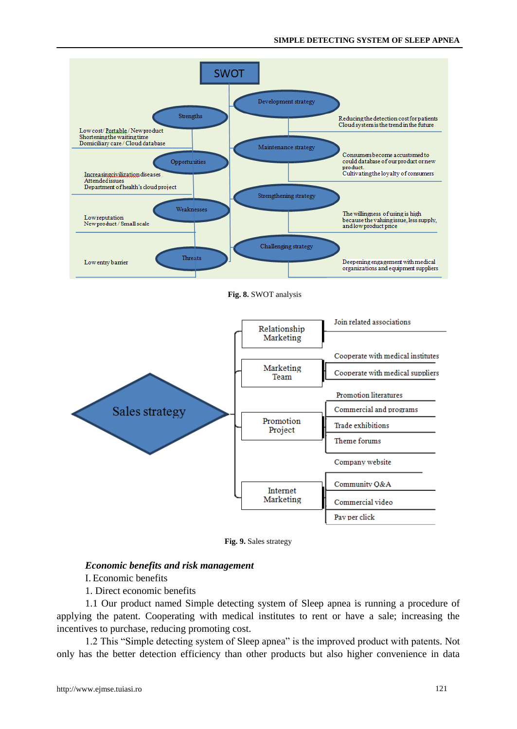SWOT

Strengths

Low cost / Portable / New product
Shortening the waiting time
Domiciliary care / Cloud database

Opportunities

Increasing civilization diseases
Attended issues
Department of health's cloud project

Weaknesses

Low reputation
New product / Small scale

Threats

Low entry barrier

Development strategy

Reducing the detection cost for patients
Cloud system is the trend in the future

Maintenance strategy

Consumers become accustomed to could database of our product or new product.
Cultivating the loyalty of consumers

Strengthening strategy

The willingness of using is high because the valuing issue, less supply, and low product price

Challenging strategy

Deepening engagement with medical organizations and equipment suppliers

**Fig. 8.** SWOT analysis

Sales strategy

Relationship Marketing

- Join related associations

Marketing Team

- Cooperate with medical institutes
- Cooperate with medical suppliers

Promotion Project

- Promotion literatures
- Commercial and programs
- Trade exhibitions
- Theme forums

Internet Marketing

- Company website
- Community Q&A
- Commercial video
- Pay per click

**Fig. 9.** Sales strategy

***Economic benefits and risk management***

I. Economic benefits

1. Direct economic benefits

1.1 Our product named Simple detecting system of Sleep apnea is running a procedure of applying the patent. Cooperating with medical institutes to rent or have a sale; increasing the incentives to purchase, reducing promoting cost.

1.2 This "Simple detecting system of Sleep apnea" is the improved product with patents. Not only has the better detection efficiency than other products but also higher convenience in data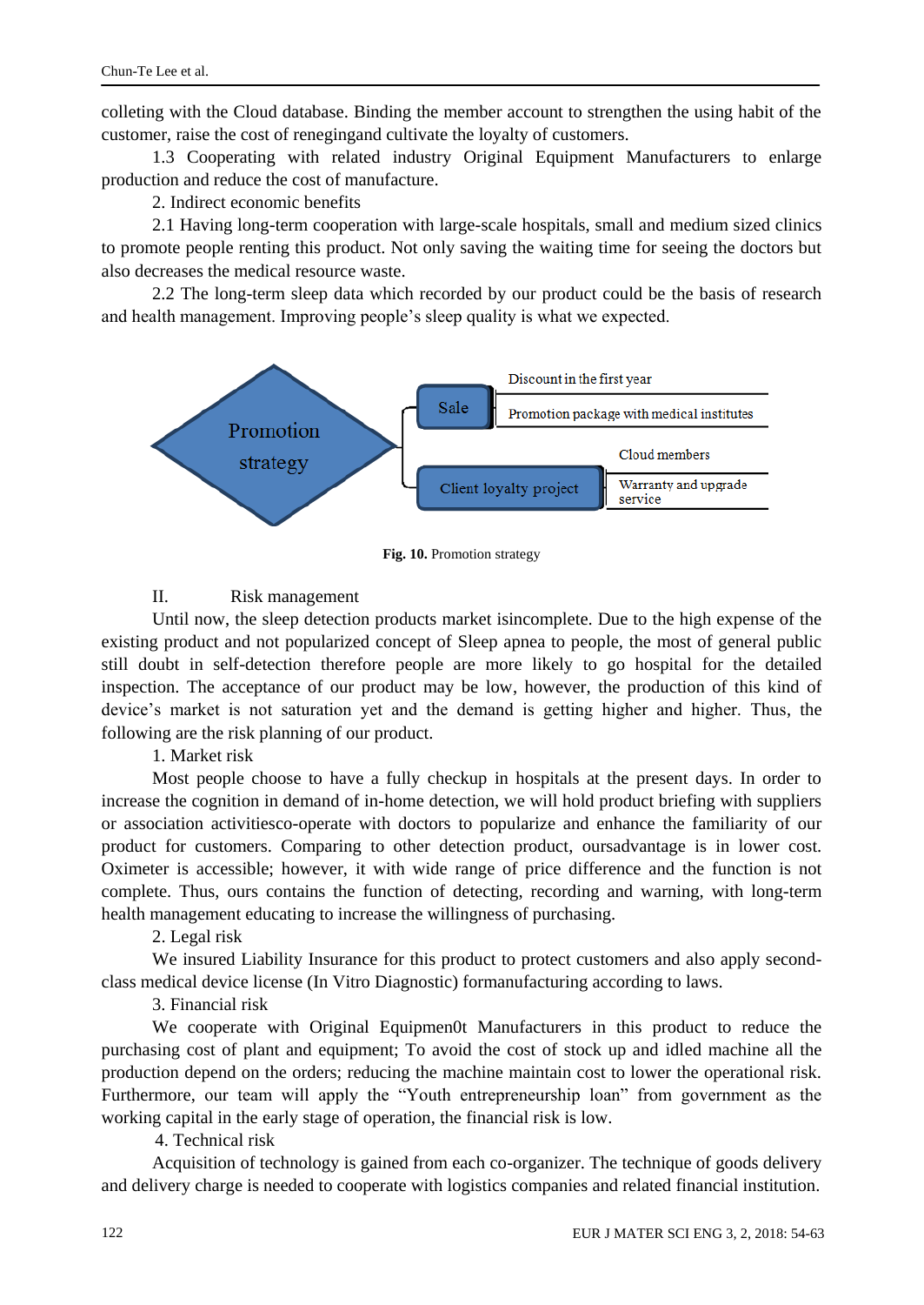colleting with the Cloud database. Binding the member account to strengthen the using habit of the customer, raise the cost of renegingand cultivate the loyalty of customers.

1.3 Cooperating with related industry Original Equipment Manufacturers to enlarge production and reduce the cost of manufacture.

2. Indirect economic benefits

2.1 Having long-term cooperation with large-scale hospitals, small and medium sized clinics to promote people renting this product. Not only saving the waiting time for seeing the doctors but also decreases the medical resource waste.

2.2 The long-term sleep data which recorded by our product could be the basis of research and health management. Improving people's sleep quality is what we expected.

Promotion strategy

- Sale
  - Discount in the first year
  - Promotion package with medical institutes
- Client loyalty project
  - Cloud members
  - Warranty and upgrade service

**Fig. 10.** Promotion strategy

II. Risk management

Until now, the sleep detection products market isincomplete. Due to the high expense of the existing product and not popularized concept of Sleep apnea to people, the most of general public still doubt in self-detection therefore people are more likely to go hospital for the detailed inspection. The acceptance of our product may be low, however, the production of this kind of device's market is not saturation yet and the demand is getting higher and higher. Thus, the following are the risk planning of our product.

1. Market risk

Most people choose to have a fully checkup in hospitals at the present days. In order to increase the cognition in demand of in-home detection, we will hold product briefing with suppliers or association activitiesco-operate with doctors to popularize and enhance the familiarity of our product for customers. Comparing to other detection product, oursadvantage is in lower cost. Oximeter is accessible; however, it with wide range of price difference and the function is not complete. Thus, ours contains the function of detecting, recording and warning, with long-term health management educating to increase the willingness of purchasing.

2. Legal risk

We insured Liability Insurance for this product to protect customers and also apply second-class medical device license (In Vitro Diagnostic) formanufacturing according to laws.

3. Financial risk

We cooperate with Original Equipmen0t Manufacturers in this product to reduce the purchasing cost of plant and equipment; To avoid the cost of stock up and idled machine all the production depend on the orders; reducing the machine maintain cost to lower the operational risk. Furthermore, our team will apply the "Youth entrepreneurship loan" from government as the working capital in the early stage of operation, the financial risk is low.

4. Technical risk

Acquisition of technology is gained from each co-organizer. The technique of goods delivery and delivery charge is needed to cooperate with logistics companies and related financial institution.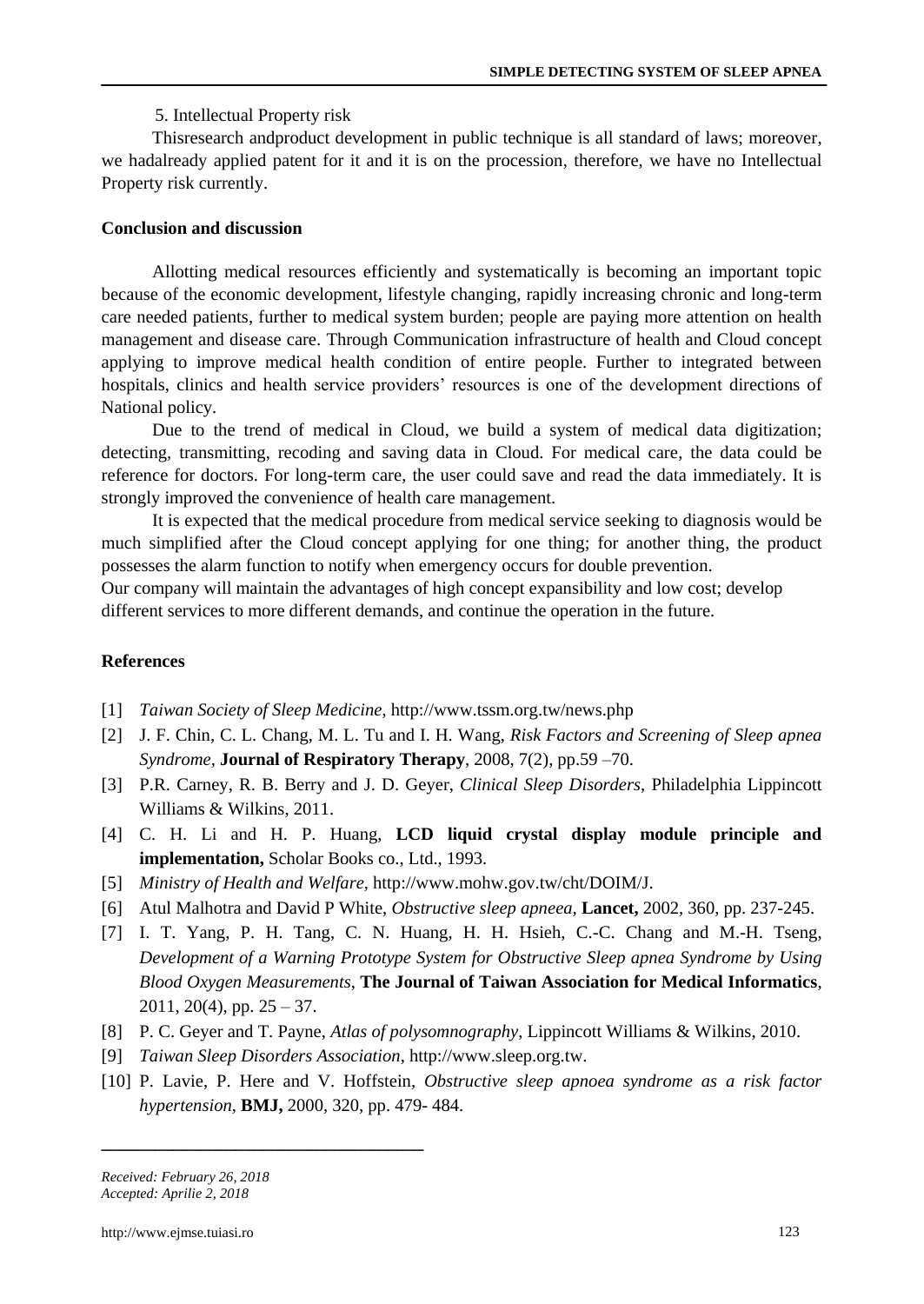5. Intellectual Property risk

Thisresearch andproduct development in public technique is all standard of laws; moreover, we hadalready applied patent for it and it is on the procession, therefore, we have no Intellectual Property risk currently.

**Conclusion and discussion**

Allotting medical resources efficiently and systematically is becoming an important topic because of the economic development, lifestyle changing, rapidly increasing chronic and long-term care needed patients, further to medical system burden; people are paying more attention on health management and disease care. Through Communication infrastructure of health and Cloud concept applying to improve medical health condition of entire people. Further to integrated between hospitals, clinics and health service providers' resources is one of the development directions of National policy.

Due to the trend of medical in Cloud, we build a system of medical data digitization; detecting, transmitting, recoding and saving data in Cloud. For medical care, the data could be reference for doctors. For long-term care, the user could save and read the data immediately. It is strongly improved the convenience of health care management.

It is expected that the medical procedure from medical service seeking to diagnosis would be much simplified after the Cloud concept applying for one thing; for another thing, the product possesses the alarm function to notify when emergency occurs for double prevention.
Our company will maintain the advantages of high concept expansibility and low cost; develop different services to more different demands, and continue the operation in the future.

**References**

[1] *Taiwan Society of Sleep Medicine*, http://www.tssm.org.tw/news.php

[2] J. F. Chin, C. L. Chang, M. L. Tu and I. H. Wang, *Risk Factors and Screening of Sleep apnea Syndrome*, **Journal of Respiratory Therapy**, 2008, 7(2), pp.59 –70.

[3] P.R. Carney, R. B. Berry and J. D. Geyer, *Clinical Sleep Disorders*, Philadelphia Lippincott Williams & Wilkins, 2011.

[4] C. H. Li and H. P. Huang, **LCD liquid crystal display module principle and implementation,** Scholar Books co., Ltd., 1993.

[5] *Ministry of Health and Welfare*, http://www.mohw.gov.tw/cht/DOIM/J.

[6] Atul Malhotra and David P White, *Obstructive sleep apneea*, **Lancet,** 2002, 360, pp. 237-245.

[7] I. T. Yang, P. H. Tang, C. N. Huang, H. H. Hsieh, C.-C. Chang and M.-H. Tseng, *Development of a Warning Prototype System for Obstructive Sleep apnea Syndrome by Using Blood Oxygen Measurements*, **The Journal of Taiwan Association for Medical Informatics**, 2011, 20(4), pp. 25 – 37.

[8] P. C. Geyer and T. Payne, *Atlas of polysomnography*, Lippincott Williams & Wilkins, 2010.

[9] *Taiwan Sleep Disorders Association*, http://www.sleep.org.tw.

[10] P. Lavie, P. Here and V. Hoffstein, *Obstructive sleep apnoea syndrome as a risk factor hypertension*, **BMJ,** 2000, 320, pp. 479- 484.

---

*Received: February 26, 2018*
*Accepted: Aprilie 2, 2018*